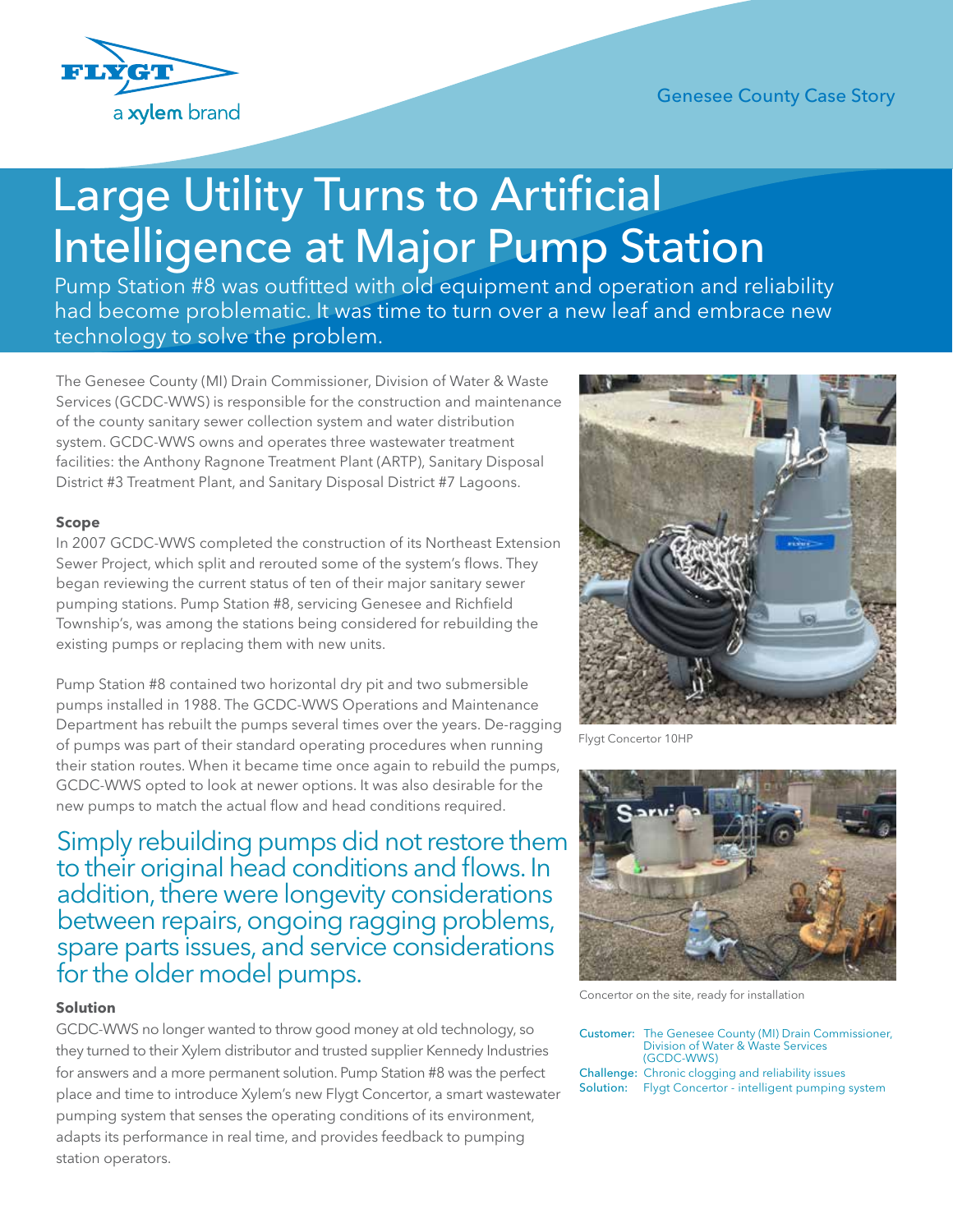Genesee County Case Story

# Large Utility Turns to Artificial Intelligence at Major Pump Station

Pump Station #8 was outfitted with old equipment and operation and reliability had become problematic. It was time to turn over a new leaf and embrace new technology to solve the problem.

The Genesee County (MI) Drain Commissioner, Division of Water & Waste Services (GCDC-WWS) is responsible for the construction and maintenance of the county sanitary sewer collection system and water distribution system. GCDC-WWS owns and operates three wastewater treatment facilities: the Anthony Ragnone Treatment Plant (ARTP), Sanitary Disposal District #3 Treatment Plant, and Sanitary Disposal District #7 Lagoons.

### Scope

In 2007 GCDC-WWS completed the construction of its Northeast Extension Sewer Project, which split and rerouted some of the system's flows. They began reviewing the current status of ten of their major sanitary sewer pumping stations. Pump Station #8, servicing Genesee and Richfield Township's, was among the stations being considered for rebuilding the existing pumps or replacing them with new units.

Pump Station #8 contained two horizontal dry pit and two submersible pumps installed in 1988. The GCDC-WWS Operations and Maintenance Department has rebuilt the pumps several times over the years. De-ragging of pumps was part of their standard operating procedures when running their station routes. When it became time once again to rebuild the pumps, GCDC-WWS opted to look at newer options. It was also desirable for the new pumps to match the actual flow and head conditions required.

Simply rebuilding pumps did not restore them to their original head conditions and flows. In addition, there were longevity considerations between repairs, ongoing ragging problems, spare parts issues, and service considerations for the older model pumps.

### Solution

GCDC-WWS no longer wanted to throw good money at old technology, so they turned to their Xylem distributor and trusted supplier Kennedy Industries for answers and a more permanent solution. Pump Station #8 was the perfect place and time to introduce Xylem's new Flygt Concertor, a smart wastewater pumping system that senses the operating conditions of its environment, adapts its performance in real time, and provides feedback to pumping station operators.

Flygt Concertor 10HP

Concertor on the site, ready for installation

**Customer:** The Genesee County (MI) Drain Commissioner, Division of Water & Waste Services (GCDC-WWS)
**Challenge:** Chronic clogging and reliability issues
**Solution:** Flygt Concertor - intelligent pumping system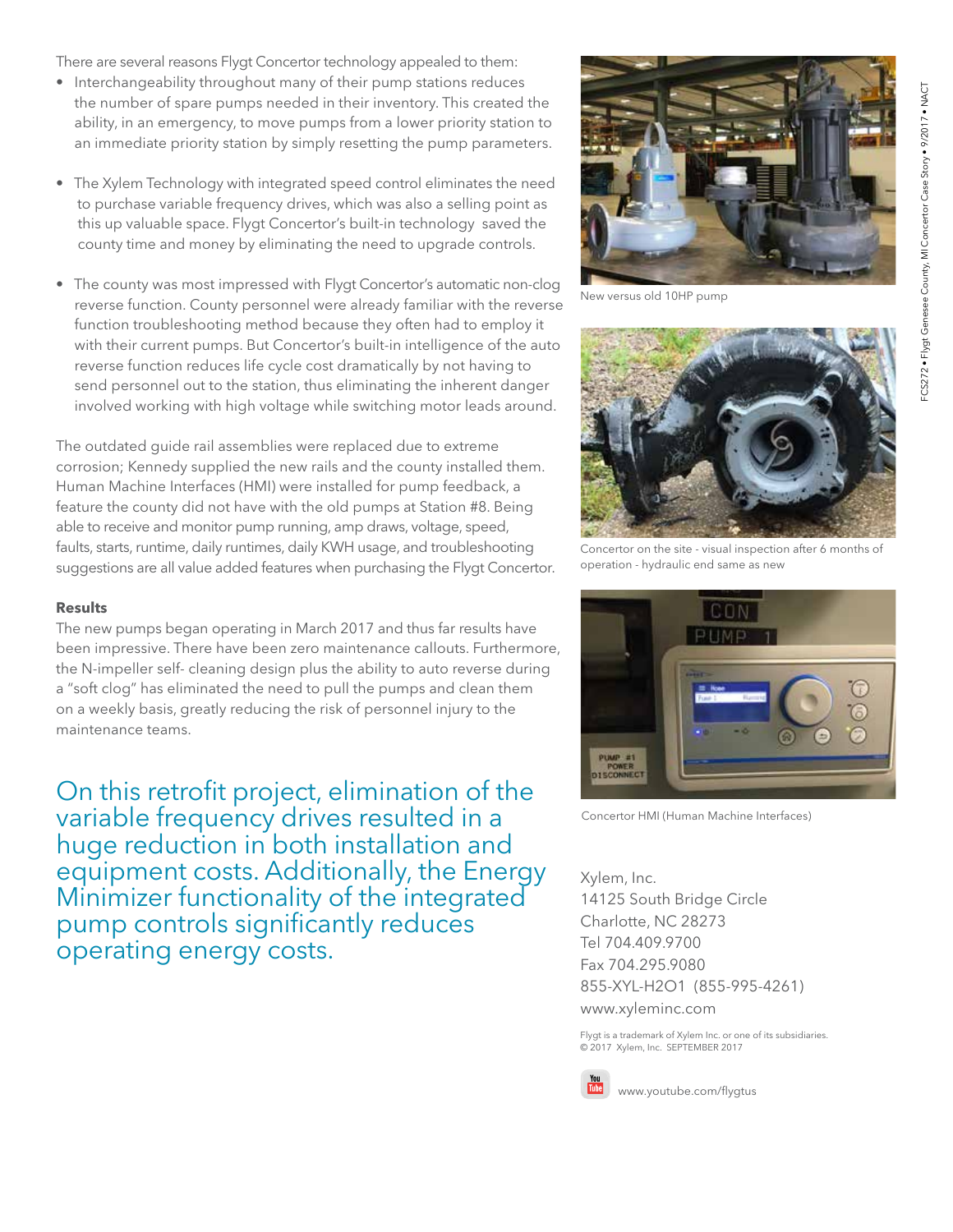There are several reasons Flygt Concertor technology appealed to them:

- Interchangeability throughout many of their pump stations reduces the number of spare pumps needed in their inventory. This created the ability, in an emergency, to move pumps from a lower priority station to an immediate priority station by simply resetting the pump parameters.
- The Xylem Technology with integrated speed control eliminates the need to purchase variable frequency drives, which was also a selling point as this up valuable space. Flygt Concertor's built-in technology saved the county time and money by eliminating the need to upgrade controls.
- The county was most impressed with Flygt Concertor's automatic non-clog reverse function. County personnel were already familiar with the reverse function troubleshooting method because they often had to employ it with their current pumps. But Concertor's built-in intelligence of the auto reverse function reduces life cycle cost dramatically by not having to send personnel out to the station, thus eliminating the inherent danger involved working with high voltage while switching motor leads around.

The outdated guide rail assemblies were replaced due to extreme corrosion; Kennedy supplied the new rails and the county installed them. Human Machine Interfaces (HMI) were installed for pump feedback, a feature the county did not have with the old pumps at Station #8. Being able to receive and monitor pump running, amp draws, voltage, speed, faults, starts, runtime, daily runtimes, daily KWH usage, and troubleshooting suggestions are all value added features when purchasing the Flygt Concertor.

New versus old 10HP pump

Concertor on the site - visual inspection after 6 months of operation - hydraulic end same as new

Concertor HMI (Human Machine Interfaces)

**Results**

The new pumps began operating in March 2017 and thus far results have been impressive. There have been zero maintenance callouts. Furthermore, the N-impeller self- cleaning design plus the ability to auto reverse during a "soft clog" has eliminated the need to pull the pumps and clean them on a weekly basis, greatly reducing the risk of personnel injury to the maintenance teams.

## On this retrofit project, elimination of the variable frequency drives resulted in a huge reduction in both installation and equipment costs. Additionally, the Energy Minimizer functionality of the integrated pump controls significantly reduces operating energy costs.

Xylem, Inc.
14125 South Bridge Circle
Charlotte, NC 28273
Tel 704.409.9700
Fax 704.295.9080
855-XYL-H2O1 (855-995-4261)
www.xyleminc.com

Flygt is a trademark of Xylem Inc. or one of its subsidiaries.
© 2017 Xylem, Inc. SEPTEMBER 2017

www.youtube.com/flygtus

FCS272 • Flygt Genesee County, MI Concertor Case Story • 9/2017 • NACT